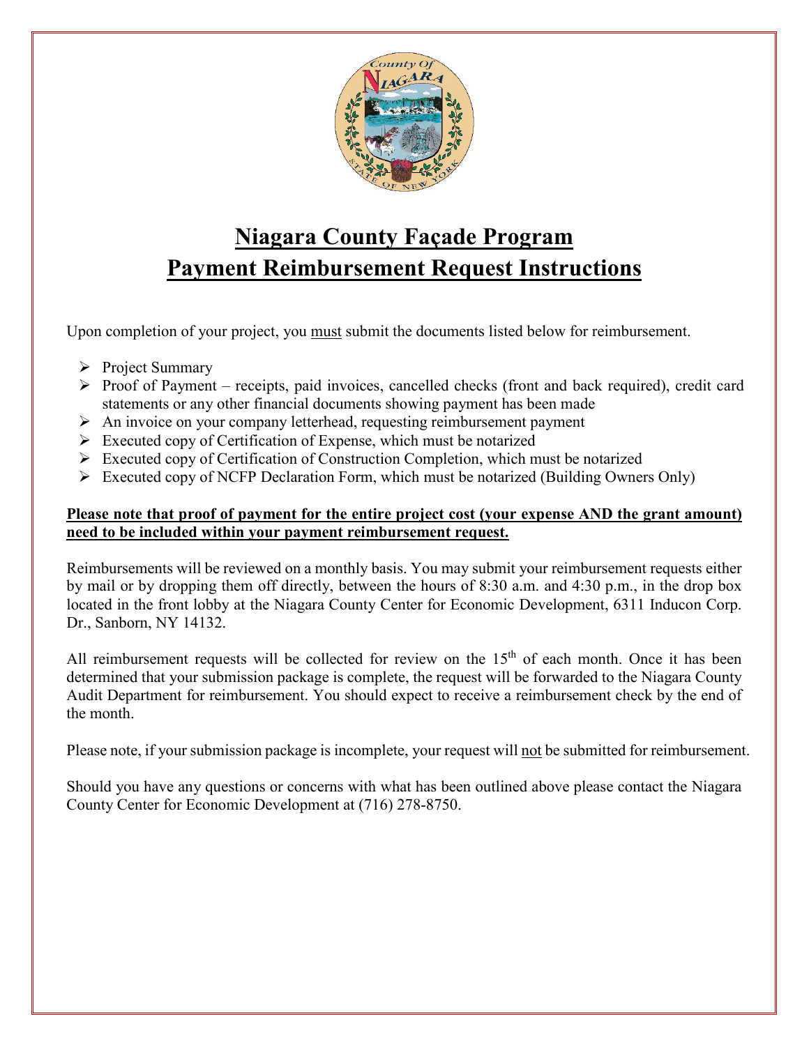# Niagara County Façade Program
# Payment Reimbursement Request Instructions

Upon completion of your project, you must submit the documents listed below for reimbursement.

- Project Summary
- Proof of Payment – receipts, paid invoices, cancelled checks (front and back required), credit card statements or any other financial documents showing payment has been made
- An invoice on your company letterhead, requesting reimbursement payment
- Executed copy of Certification of Expense, which must be notarized
- Executed copy of Certification of Construction Completion, which must be notarized
- Executed copy of NCFP Declaration Form, which must be notarized (Building Owners Only)

**Please note that proof of payment for the entire project cost (your expense AND the grant amount) need to be included within your payment reimbursement request.**

Reimbursements will be reviewed on a monthly basis. You may submit your reimbursement requests either by mail or by dropping them off directly, between the hours of 8:30 a.m. and 4:30 p.m., in the drop box located in the front lobby at the Niagara County Center for Economic Development, 6311 Inducon Corp. Dr., Sanborn, NY 14132.

All reimbursement requests will be collected for review on the 15th of each month. Once it has been determined that your submission package is complete, the request will be forwarded to the Niagara County Audit Department for reimbursement. You should expect to receive a reimbursement check by the end of the month.

Please note, if your submission package is incomplete, your request will not be submitted for reimbursement.

Should you have any questions or concerns with what has been outlined above please contact the Niagara County Center for Economic Development at (716) 278-8750.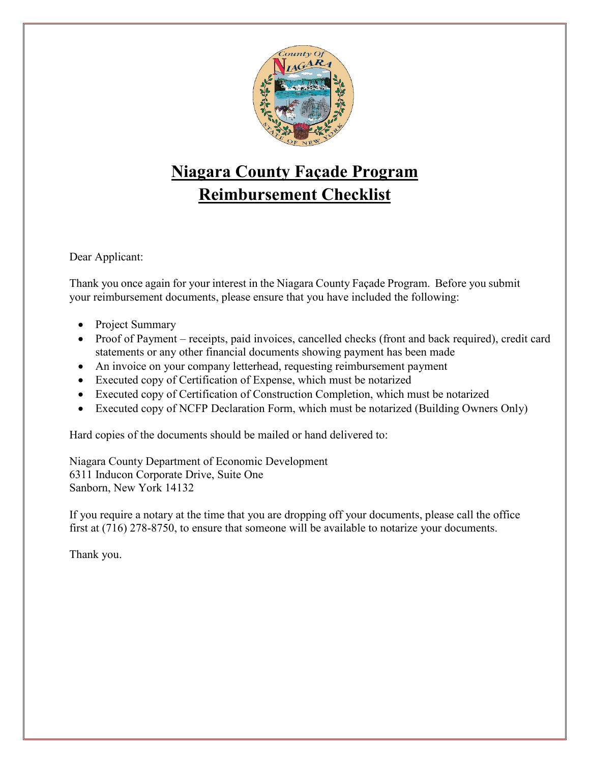# Niagara County Façade Program
# Reimbursement Checklist

Dear Applicant:

Thank you once again for your interest in the Niagara County Façade Program. Before you submit your reimbursement documents, please ensure that you have included the following:

- Project Summary
- Proof of Payment – receipts, paid invoices, cancelled checks (front and back required), credit card statements or any other financial documents showing payment has been made
- An invoice on your company letterhead, requesting reimbursement payment
- Executed copy of Certification of Expense, which must be notarized
- Executed copy of Certification of Construction Completion, which must be notarized
- Executed copy of NCFP Declaration Form, which must be notarized (Building Owners Only)

Hard copies of the documents should be mailed or hand delivered to:

Niagara County Department of Economic Development
6311 Inducon Corporate Drive, Suite One
Sanborn, New York 14132

If you require a notary at the time that you are dropping off your documents, please call the office first at (716) 278-8750, to ensure that someone will be available to notarize your documents.

Thank you.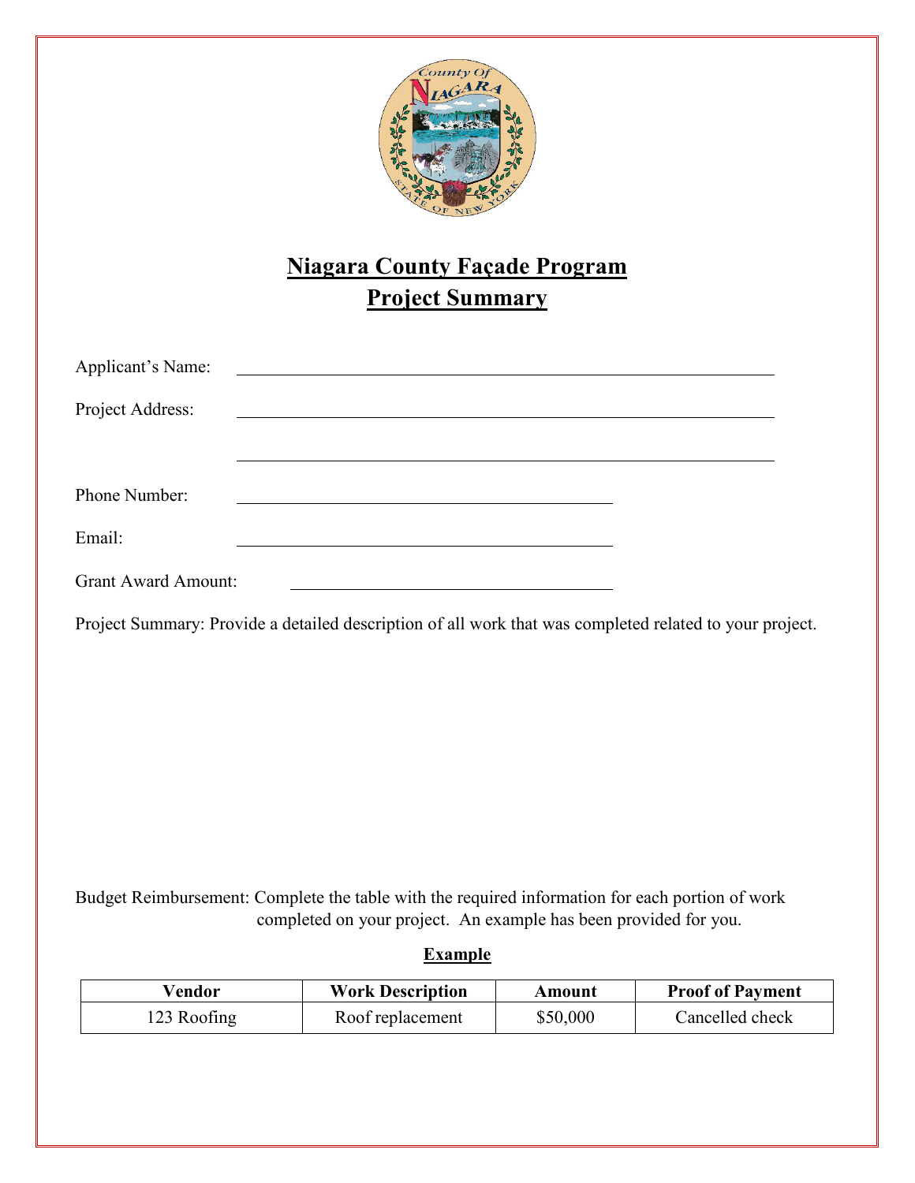# Niagara County Façade Program
## Project Summary

Applicant's Name: ______________________________

Project Address: ______________________________

______________________________

Phone Number: ______________________________

Email: ______________________________

Grant Award Amount: ______________________________

Project Summary: Provide a detailed description of all work that was completed related to your project.

Budget Reimbursement: Complete the table with the required information for each portion of work completed on your project. An example has been provided for you.

**Example**

| Vendor | Work Description | Amount | Proof of Payment |
|---|---|---|---|
| 123 Roofing | Roof replacement | $50,000 | Cancelled check |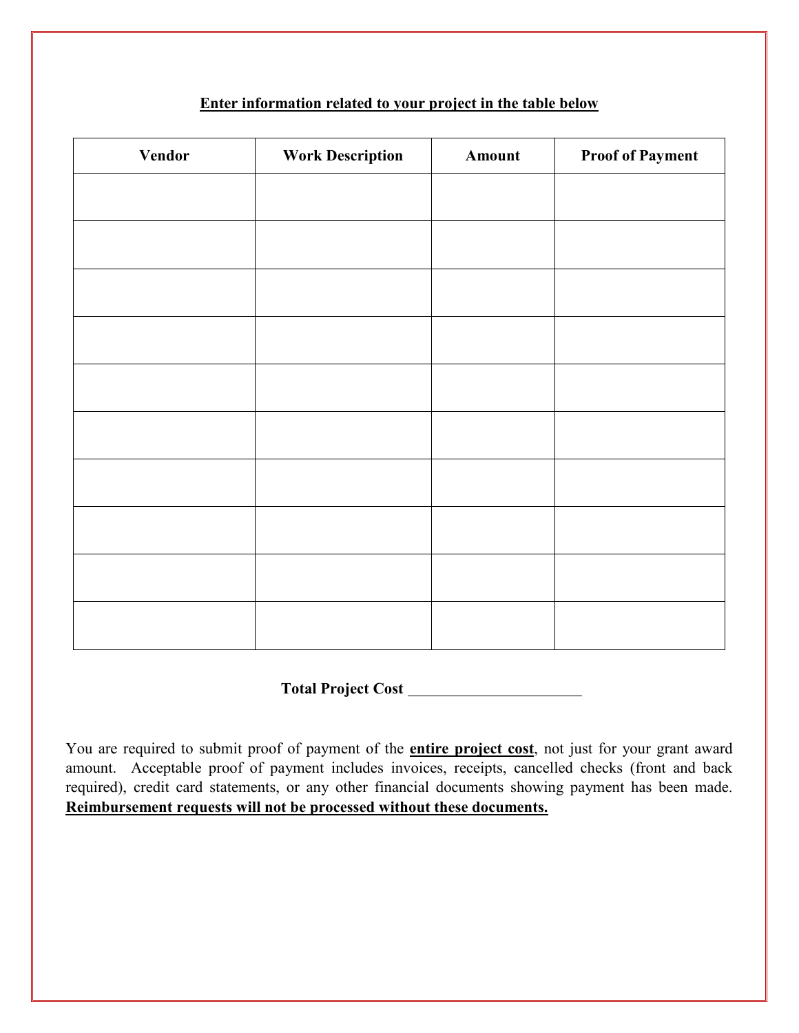**<u>Enter information related to your project in the table below</u>**

| Vendor | Work Description | Amount | Proof of Payment |
|---|---|---|---|
| | | | |
| | | | |
| | | | |
| | | | |
| | | | |
| | | | |
| | | | |
| | | | |
| | | | |
| | | | |

**Total Project Cost** ______________________

You are required to submit proof of payment of the **<u>entire project cost</u>**, not just for your grant award amount. Acceptable proof of payment includes invoices, receipts, cancelled checks (front and back required), credit card statements, or any other financial documents showing payment has been made. **<u>Reimbursement requests will not be processed without these documents.</u>**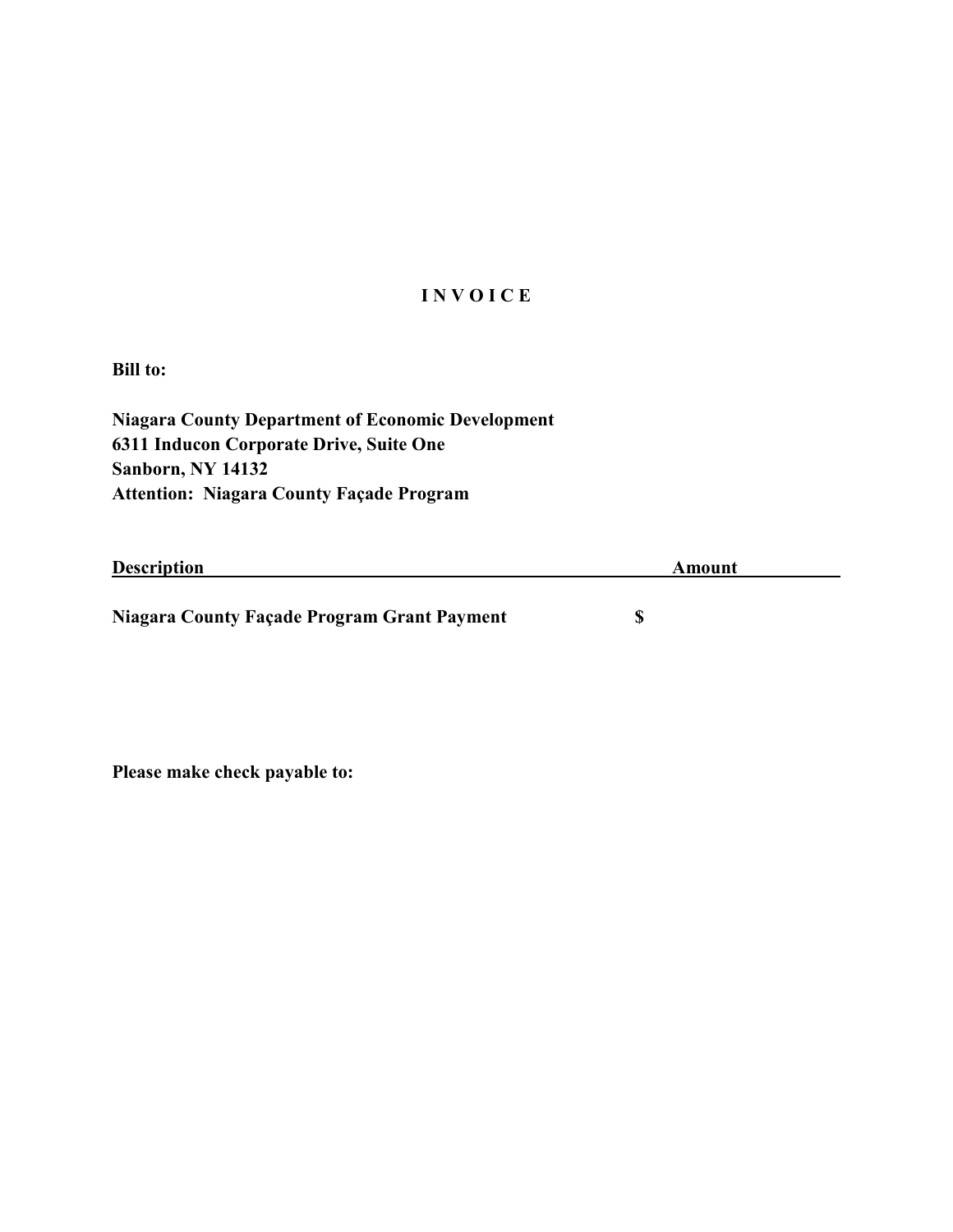# I N V O I C E

**Bill to:**

**Niagara County Department of Economic Development**
**6311 Inducon Corporate Drive, Suite One**
**Sanborn, NY 14132**
**Attention: Niagara County Façade Program**

| Description | Amount |
|---|---|
| **Niagara County Façade Program Grant Payment** | **$** |

**Please make check payable to:**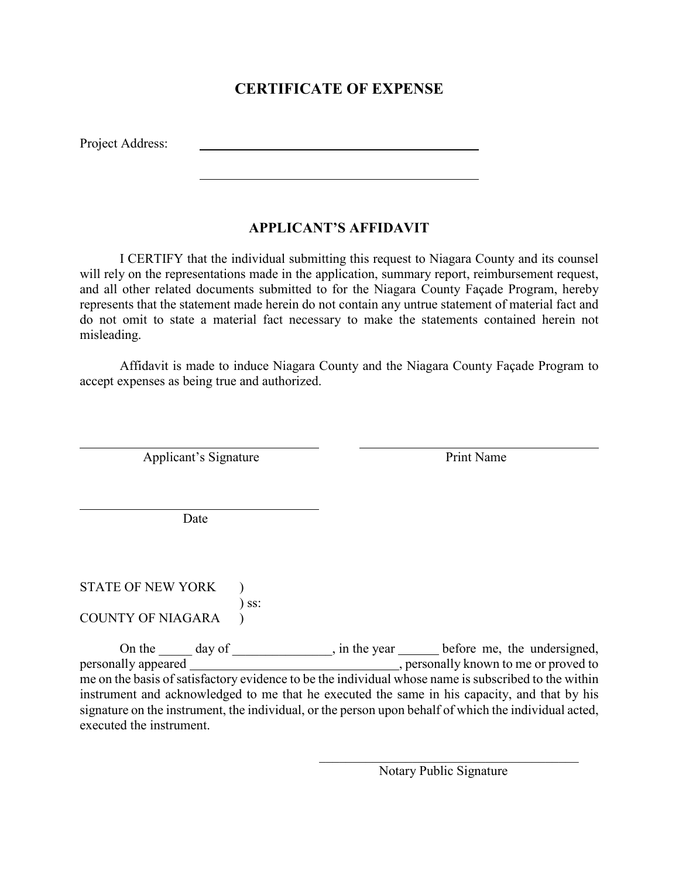# CERTIFICATE OF EXPENSE

Project Address: \_\_\_\_\_\_\_\_\_\_\_\_\_\_\_\_\_\_\_\_\_\_\_\_\_\_\_\_\_\_\_\_\_\_\_\_\_\_\_\_

\_\_\_\_\_\_\_\_\_\_\_\_\_\_\_\_\_\_\_\_\_\_\_\_\_\_\_\_\_\_\_\_\_\_\_\_\_\_\_\_

## APPLICANT'S AFFIDAVIT

I CERTIFY that the individual submitting this request to Niagara County and its counsel will rely on the representations made in the application, summary report, reimbursement request, and all other related documents submitted to for the Niagara County Façade Program, hereby represents that the statement made herein do not contain any untrue statement of material fact and do not omit to state a material fact necessary to make the statements contained herein not misleading.

Affidavit is made to induce Niagara County and the Niagara County Façade Program to accept expenses as being true and authorized.

\_\_\_\_\_\_\_\_\_\_\_\_\_\_\_\_\_\_\_\_\_\_\_\_\_\_\_\_\_\_\_\_\_\_\_\_ \_\_\_\_\_\_\_\_\_\_\_\_\_\_\_\_\_\_\_\_\_\_\_\_\_\_\_\_\_\_\_\_\_\_\_\_

Applicant's Signature Print Name

\_\_\_\_\_\_\_\_\_\_\_\_\_\_\_\_\_\_\_\_\_\_\_\_\_\_\_\_\_\_\_\_\_\_\_\_

Date

STATE OF NEW YORK )
) ss:
COUNTY OF NIAGARA )

On the \_\_\_\_\_ day of \_\_\_\_\_\_\_\_\_\_\_\_\_\_\_, in the year \_\_\_\_\_\_ before me, the undersigned, personally appeared \_\_\_\_\_\_\_\_\_\_\_\_\_\_\_\_\_\_\_\_\_\_\_\_\_\_\_\_\_\_\_\_, personally known to me or proved to me on the basis of satisfactory evidence to be the individual whose name is subscribed to the within instrument and acknowledged to me that he executed the same in his capacity, and that by his signature on the instrument, the individual, or the person upon behalf of which the individual acted, executed the instrument.

\_\_\_\_\_\_\_\_\_\_\_\_\_\_\_\_\_\_\_\_\_\_\_\_\_\_\_\_\_\_\_\_\_\_\_\_\_\_\_\_

Notary Public Signature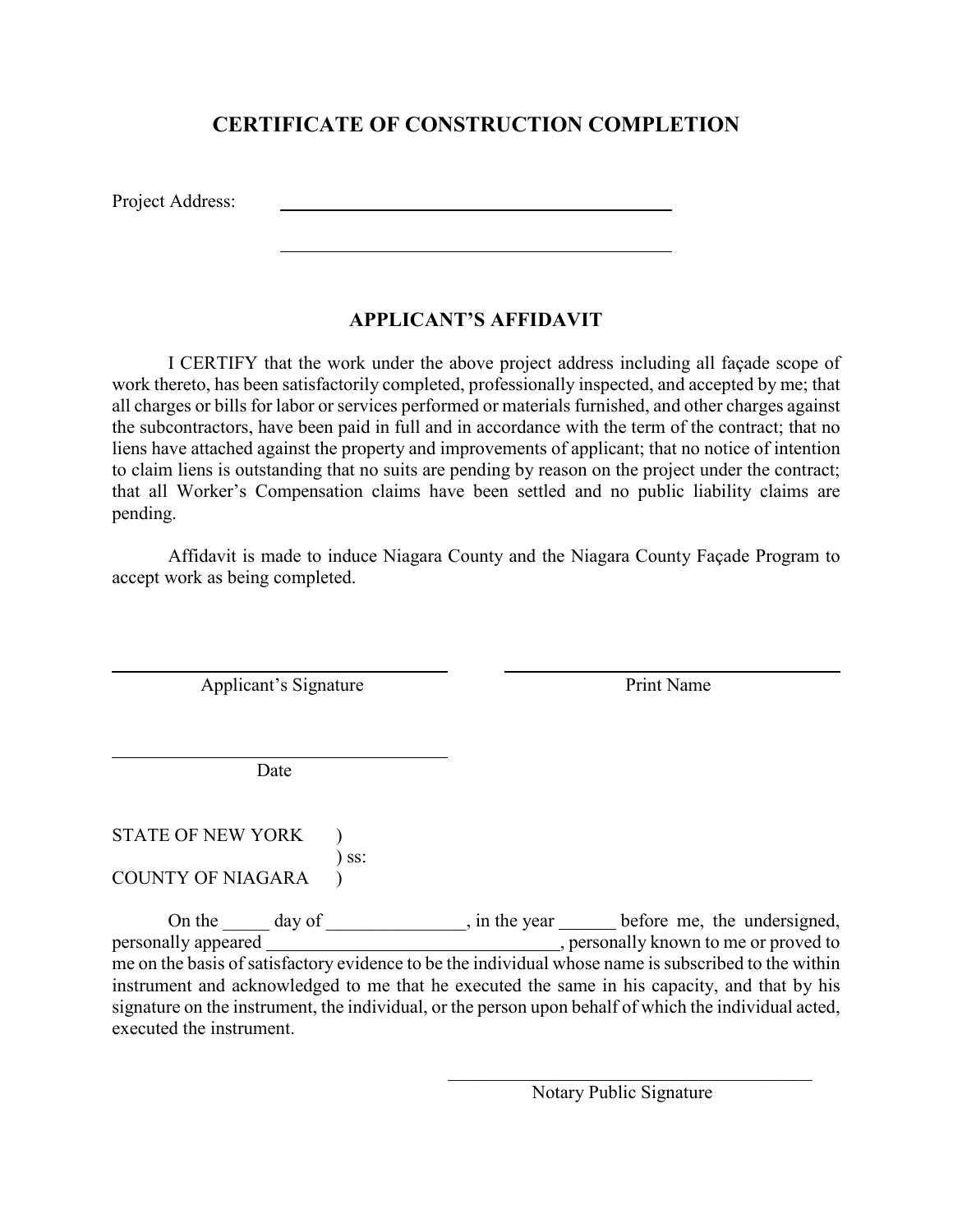# CERTIFICATE OF CONSTRUCTION COMPLETION

Project Address: ______________________________________________

______________________________________________

## APPLICANT'S AFFIDAVIT

I CERTIFY that the work under the above project address including all façade scope of work thereto, has been satisfactorily completed, professionally inspected, and accepted by me; that all charges or bills for labor or services performed or materials furnished, and other charges against the subcontractors, have been paid in full and in accordance with the term of the contract; that no liens have attached against the property and improvements of applicant; that no notice of intention to claim liens is outstanding that no suits are pending by reason on the project under the contract; that all Worker's Compensation claims have been settled and no public liability claims are pending.

Affidavit is made to induce Niagara County and the Niagara County Façade Program to accept work as being completed.

______________________________ ______________________________

Applicant's Signature Print Name

______________________________

Date

STATE OF NEW YORK )
) ss:
COUNTY OF NIAGARA )

On the _____ day of _______________, in the year ______ before me, the undersigned, personally appeared ________________________________, personally known to me or proved to me on the basis of satisfactory evidence to be the individual whose name is subscribed to the within instrument and acknowledged to me that he executed the same in his capacity, and that by his signature on the instrument, the individual, or the person upon behalf of which the individual acted, executed the instrument.

______________________________

Notary Public Signature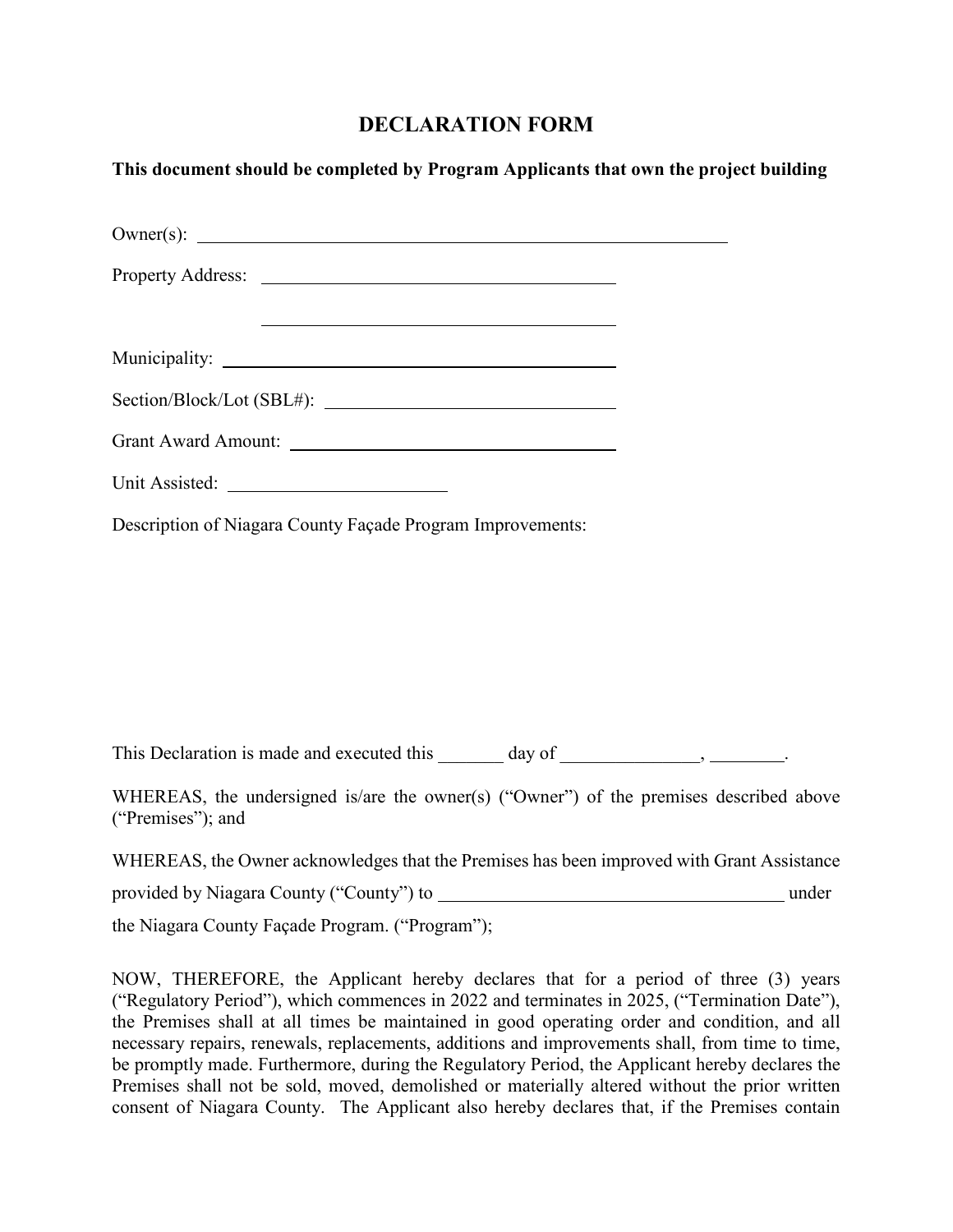# DECLARATION FORM

**This document should be completed by Program Applicants that own the project building**

Owner(s): ____________________________________________________________

Property Address: ________________________________________

________________________________________

Municipality: ________________________________________

Section/Block/Lot (SBL#): ______________________________

Grant Award Amount: ___________________________________

Unit Assisted: _______________________

Description of Niagara County Façade Program Improvements:

This Declaration is made and executed this _______ day of _______________, ________.

WHEREAS, the undersigned is/are the owner(s) ("Owner") of the premises described above ("Premises"); and

WHEREAS, the Owner acknowledges that the Premises has been improved with Grant Assistance provided by Niagara County ("County") to ______________________________________ under the Niagara County Façade Program. ("Program");

NOW, THEREFORE, the Applicant hereby declares that for a period of three (3) years ("Regulatory Period"), which commences in 2022 and terminates in 2025, ("Termination Date"), the Premises shall at all times be maintained in good operating order and condition, and all necessary repairs, renewals, replacements, additions and improvements shall, from time to time, be promptly made. Furthermore, during the Regulatory Period, the Applicant hereby declares the Premises shall not be sold, moved, demolished or materially altered without the prior written consent of Niagara County. The Applicant also hereby declares that, if the Premises contain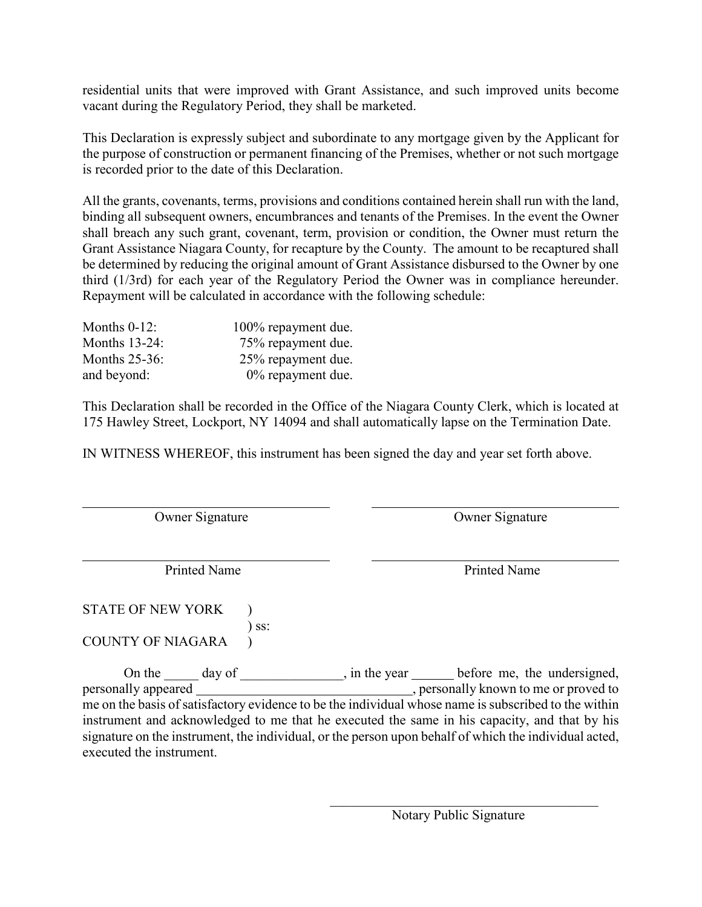residential units that were improved with Grant Assistance, and such improved units become vacant during the Regulatory Period, they shall be marketed.

This Declaration is expressly subject and subordinate to any mortgage given by the Applicant for the purpose of construction or permanent financing of the Premises, whether or not such mortgage is recorded prior to the date of this Declaration.

All the grants, covenants, terms, provisions and conditions contained herein shall run with the land, binding all subsequent owners, encumbrances and tenants of the Premises. In the event the Owner shall breach any such grant, covenant, term, provision or condition, the Owner must return the Grant Assistance Niagara County, for recapture by the County. The amount to be recaptured shall be determined by reducing the original amount of Grant Assistance disbursed to the Owner by one third (1/3rd) for each year of the Regulatory Period the Owner was in compliance hereunder. Repayment will be calculated in accordance with the following schedule:

| | |
|---|---|
| Months 0-12: | 100% repayment due. |
| Months 13-24: | 75% repayment due. |
| Months 25-36: | 25% repayment due. |
| and beyond: | 0% repayment due. |

This Declaration shall be recorded in the Office of the Niagara County Clerk, which is located at 175 Hawley Street, Lockport, NY 14094 and shall automatically lapse on the Termination Date.

IN WITNESS WHEREOF, this instrument has been signed the day and year set forth above.

\_\_\_\_\_\_\_\_\_\_\_\_\_\_\_\_\_\_\_\_\_\_\_\_\_\_\_\_\_\_\_\_\_\_ Owner Signature

\_\_\_\_\_\_\_\_\_\_\_\_\_\_\_\_\_\_\_\_\_\_\_\_\_\_\_\_\_\_\_\_\_\_ Owner Signature

\_\_\_\_\_\_\_\_\_\_\_\_\_\_\_\_\_\_\_\_\_\_\_\_\_\_\_\_\_\_\_\_\_\_ Printed Name

\_\_\_\_\_\_\_\_\_\_\_\_\_\_\_\_\_\_\_\_\_\_\_\_\_\_\_\_\_\_\_\_\_\_ Printed Name

STATE OF NEW YORK )
) ss:
COUNTY OF NIAGARA )

On the \_\_\_\_\_ day of \_\_\_\_\_\_\_\_\_\_\_\_\_\_\_, in the year \_\_\_\_\_\_ before me, the undersigned, personally appeared \_\_\_\_\_\_\_\_\_\_\_\_\_\_\_\_\_\_\_\_\_\_\_\_\_\_\_\_\_\_\_\_, personally known to me or proved to me on the basis of satisfactory evidence to be the individual whose name is subscribed to the within instrument and acknowledged to me that he executed the same in his capacity, and that by his signature on the instrument, the individual, or the person upon behalf of which the individual acted, executed the instrument.

\_\_\_\_\_\_\_\_\_\_\_\_\_\_\_\_\_\_\_\_\_\_\_\_\_\_\_\_\_\_\_\_\_\_\_\_\_\_\_\_ Notary Public Signature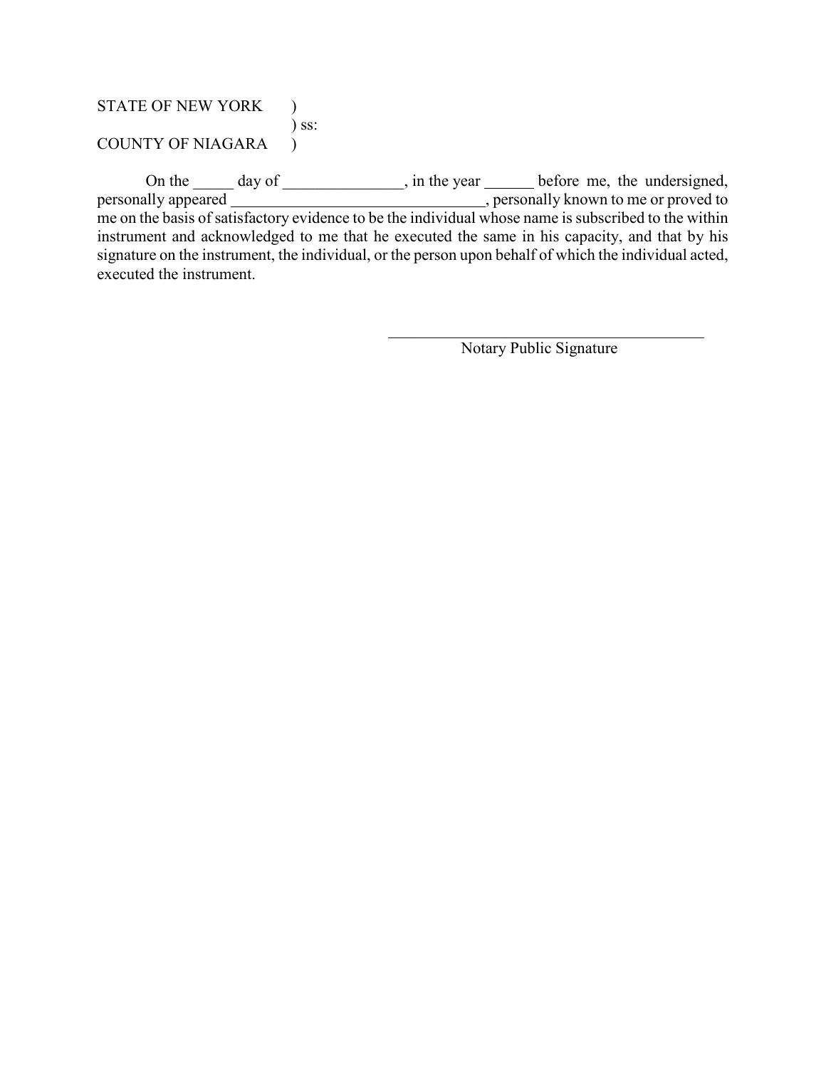STATE OF NEW YORK )
) ss:
COUNTY OF NIAGARA )

On the _____ day of _______________, in the year ______ before me, the undersigned, personally appeared _______________________________, personally known to me or proved to me on the basis of satisfactory evidence to be the individual whose name is subscribed to the within instrument and acknowledged to me that he executed the same in his capacity, and that by his signature on the instrument, the individual, or the person upon behalf of which the individual acted, executed the instrument.

_____________________________________________
Notary Public Signature